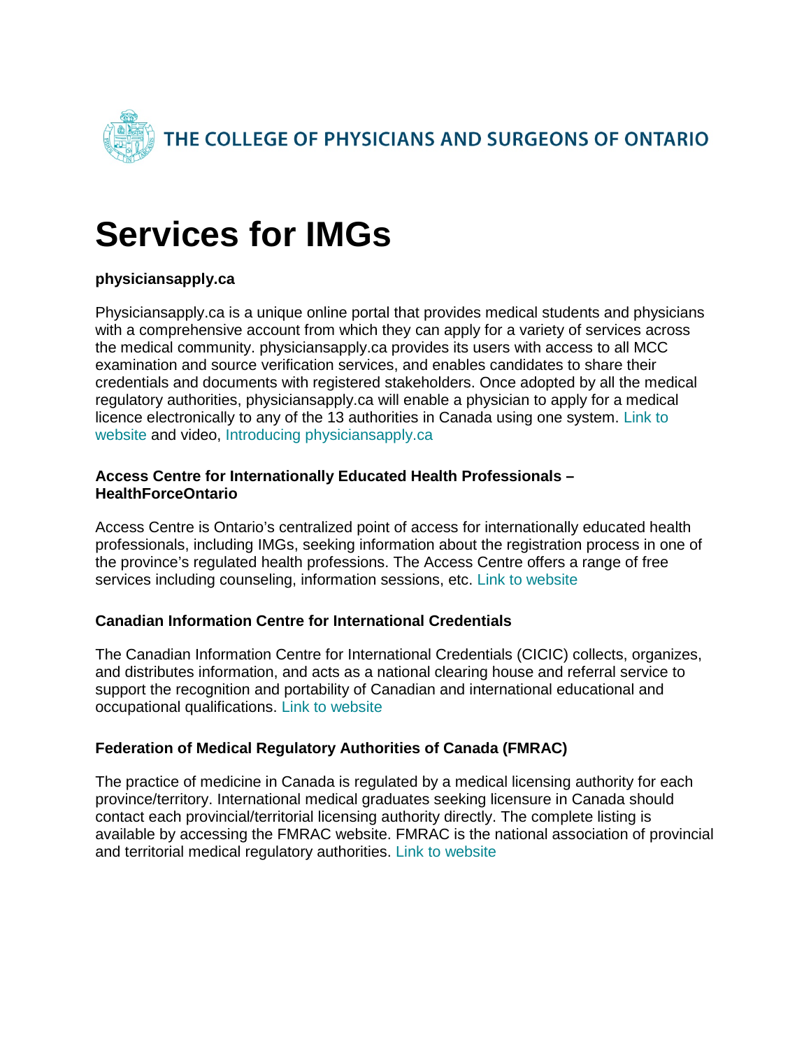THE COLLEGE OF PHYSICIANS AND SURGEONS OF ONTARIO

# Services for IMGs

**physiciansapply.ca**

Physiciansapply.ca is a unique online portal that provides medical students and physicians with a comprehensive account from which they can apply for a variety of services across the medical community. physiciansapply.ca provides its users with access to all MCC examination and source verification services, and enables candidates to share their credentials and documents with registered stakeholders. Once adopted by all the medical regulatory authorities, physiciansapply.ca will enable a physician to apply for a medical licence electronically to any of the 13 authorities in Canada using one system. Link to website and video, Introducing physiciansapply.ca

**Access Centre for Internationally Educated Health Professionals – HealthForceOntario**

Access Centre is Ontario's centralized point of access for internationally educated health professionals, including IMGs, seeking information about the registration process in one of the province's regulated health professions. The Access Centre offers a range of free services including counseling, information sessions, etc. Link to website

**Canadian Information Centre for International Credentials**

The Canadian Information Centre for International Credentials (CICIC) collects, organizes, and distributes information, and acts as a national clearing house and referral service to support the recognition and portability of Canadian and international educational and occupational qualifications. Link to website

**Federation of Medical Regulatory Authorities of Canada (FMRAC)**

The practice of medicine in Canada is regulated by a medical licensing authority for each province/territory. International medical graduates seeking licensure in Canada should contact each provincial/territorial licensing authority directly. The complete listing is available by accessing the FMRAC website. FMRAC is the national association of provincial and territorial medical regulatory authorities. Link to website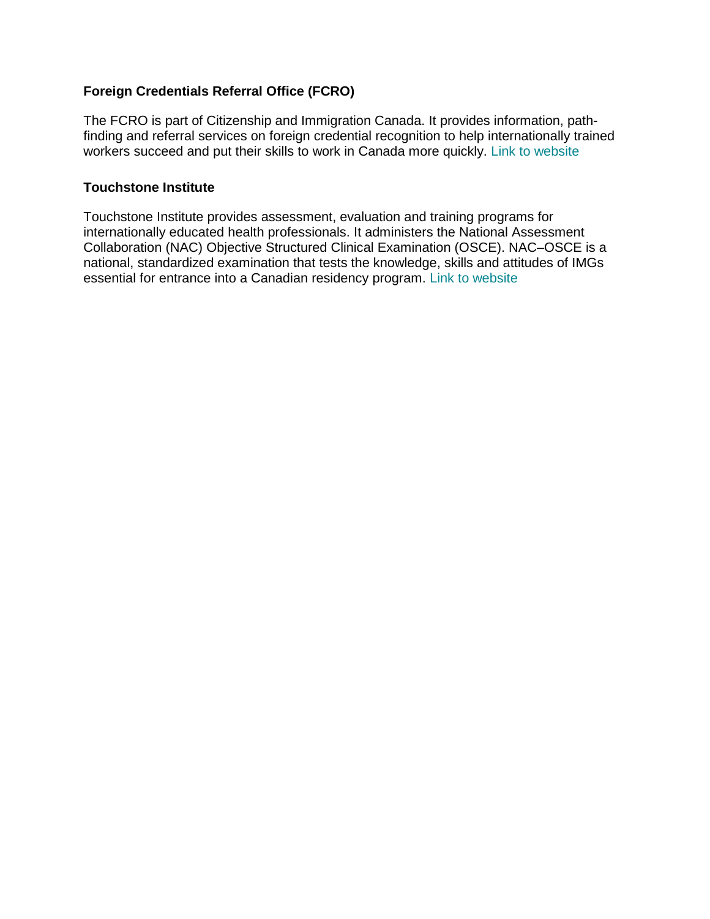**Foreign Credentials Referral Office (FCRO)**

The FCRO is part of Citizenship and Immigration Canada. It provides information, path-finding and referral services on foreign credential recognition to help internationally trained workers succeed and put their skills to work in Canada more quickly. Link to website

**Touchstone Institute**

Touchstone Institute provides assessment, evaluation and training programs for internationally educated health professionals. It administers the National Assessment Collaboration (NAC) Objective Structured Clinical Examination (OSCE). NAC–OSCE is a national, standardized examination that tests the knowledge, skills and attitudes of IMGs essential for entrance into a Canadian residency program. Link to website